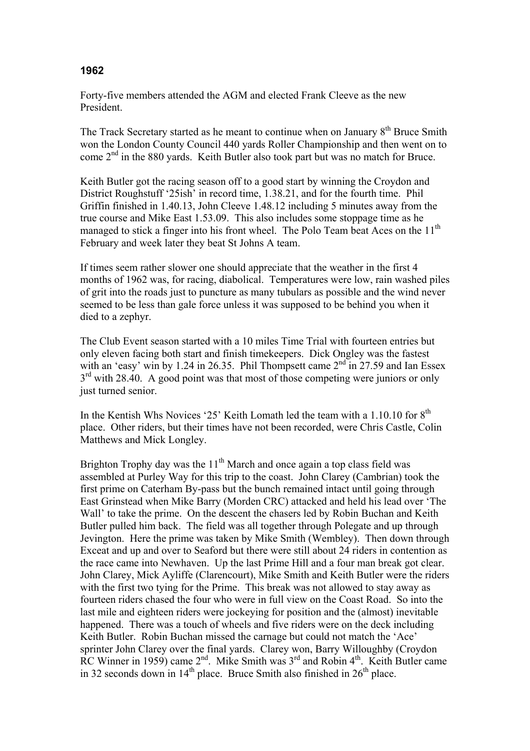# 1962

Forty-five members attended the AGM and elected Frank Cleeve as the new President.

The Track Secretary started as he meant to continue when on January 8th Bruce Smith won the London County Council 440 yards Roller Championship and then went on to come 2nd in the 880 yards. Keith Butler also took part but was no match for Bruce.

Keith Butler got the racing season off to a good start by winning the Croydon and District Roughstuff '25ish' in record time, 1.38.21, and for the fourth time. Phil Griffin finished in 1.40.13, John Cleeve 1.48.12 including 5 minutes away from the true course and Mike East 1.53.09. This also includes some stoppage time as he managed to stick a finger into his front wheel. The Polo Team beat Aces on the 11th February and week later they beat St Johns A team.

If times seem rather slower one should appreciate that the weather in the first 4 months of 1962 was, for racing, diabolical. Temperatures were low, rain washed piles of grit into the roads just to puncture as many tubulars as possible and the wind never seemed to be less than gale force unless it was supposed to be behind you when it died to a zephyr.

The Club Event season started with a 10 miles Time Trial with fourteen entries but only eleven facing both start and finish timekeepers. Dick Ongley was the fastest with an 'easy' win by 1.24 in 26.35. Phil Thompsett came 2nd in 27.59 and Ian Essex 3rd with 28.40. A good point was that most of those competing were juniors or only just turned senior.

In the Kentish Whs Novices '25' Keith Lomath led the team with a 1.10.10 for 8th place. Other riders, but their times have not been recorded, were Chris Castle, Colin Matthews and Mick Longley.

Brighton Trophy day was the 11th March and once again a top class field was assembled at Purley Way for this trip to the coast. John Clarey (Cambrian) took the first prime on Caterham By-pass but the bunch remained intact until going through East Grinstead when Mike Barry (Morden CRC) attacked and held his lead over 'The Wall' to take the prime. On the descent the chasers led by Robin Buchan and Keith Butler pulled him back. The field was all together through Polegate and up through Jevington. Here the prime was taken by Mike Smith (Wembley). Then down through Exceat and up and over to Seaford but there were still about 24 riders in contention as the race came into Newhaven. Up the last Prime Hill and a four man break got clear. John Clarey, Mick Ayliffe (Clarencourt), Mike Smith and Keith Butler were the riders with the first two tying for the Prime. This break was not allowed to stay away as fourteen riders chased the four who were in full view on the Coast Road. So into the last mile and eighteen riders were jockeying for position and the (almost) inevitable happened. There was a touch of wheels and five riders were on the deck including Keith Butler. Robin Buchan missed the carnage but could not match the 'Ace' sprinter John Clarey over the final yards. Clarey won, Barry Willoughby (Croydon RC Winner in 1959) came 2nd. Mike Smith was 3rd and Robin 4th. Keith Butler came in 32 seconds down in 14th place. Bruce Smith also finished in 26th place.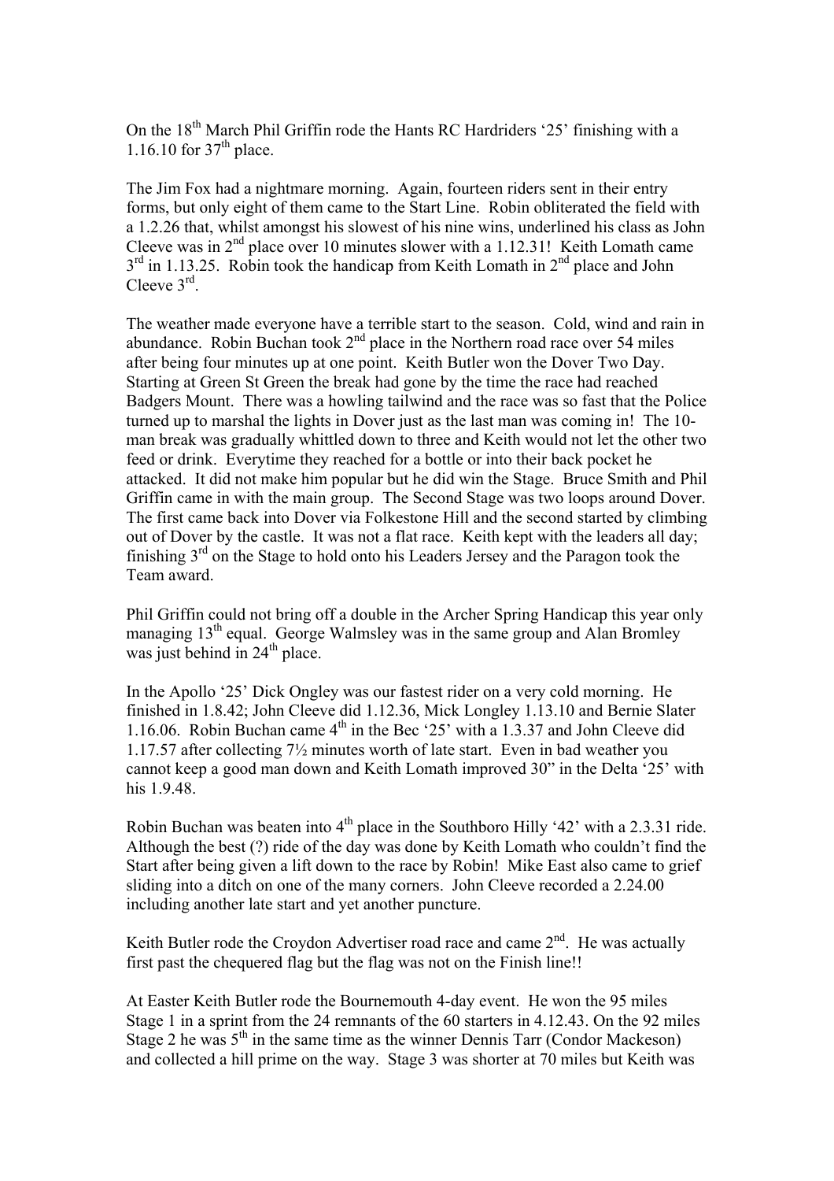On the 18th March Phil Griffin rode the Hants RC Hardriders '25' finishing with a 1.16.10 for 37th place.

The Jim Fox had a nightmare morning. Again, fourteen riders sent in their entry forms, but only eight of them came to the Start Line. Robin obliterated the field with a 1.2.26 that, whilst amongst his slowest of his nine wins, underlined his class as John Cleeve was in 2nd place over 10 minutes slower with a 1.12.31! Keith Lomath came 3rd in 1.13.25. Robin took the handicap from Keith Lomath in 2nd place and John Cleeve 3rd.

The weather made everyone have a terrible start to the season. Cold, wind and rain in abundance. Robin Buchan took 2nd place in the Northern road race over 54 miles after being four minutes up at one point. Keith Butler won the Dover Two Day. Starting at Green St Green the break had gone by the time the race had reached Badgers Mount. There was a howling tailwind and the race was so fast that the Police turned up to marshal the lights in Dover just as the last man was coming in! The 10-man break was gradually whittled down to three and Keith would not let the other two feed or drink. Everytime they reached for a bottle or into their back pocket he attacked. It did not make him popular but he did win the Stage. Bruce Smith and Phil Griffin came in with the main group. The Second Stage was two loops around Dover. The first came back into Dover via Folkestone Hill and the second started by climbing out of Dover by the castle. It was not a flat race. Keith kept with the leaders all day; finishing 3rd on the Stage to hold onto his Leaders Jersey and the Paragon took the Team award.

Phil Griffin could not bring off a double in the Archer Spring Handicap this year only managing 13th equal. George Walmsley was in the same group and Alan Bromley was just behind in 24th place.

In the Apollo '25' Dick Ongley was our fastest rider on a very cold morning. He finished in 1.8.42; John Cleeve did 1.12.36, Mick Longley 1.13.10 and Bernie Slater 1.16.06. Robin Buchan came 4th in the Bec '25' with a 1.3.37 and John Cleeve did 1.17.57 after collecting 7½ minutes worth of late start. Even in bad weather you cannot keep a good man down and Keith Lomath improved 30" in the Delta '25' with his 1.9.48.

Robin Buchan was beaten into 4th place in the Southboro Hilly '42' with a 2.3.31 ride. Although the best (?) ride of the day was done by Keith Lomath who couldn't find the Start after being given a lift down to the race by Robin! Mike East also came to grief sliding into a ditch on one of the many corners. John Cleeve recorded a 2.24.00 including another late start and yet another puncture.

Keith Butler rode the Croydon Advertiser road race and came 2nd. He was actually first past the chequered flag but the flag was not on the Finish line!!

At Easter Keith Butler rode the Bournemouth 4-day event. He won the 95 miles Stage 1 in a sprint from the 24 remnants of the 60 starters in 4.12.43. On the 92 miles Stage 2 he was 5th in the same time as the winner Dennis Tarr (Condor Mackeson) and collected a hill prime on the way. Stage 3 was shorter at 70 miles but Keith was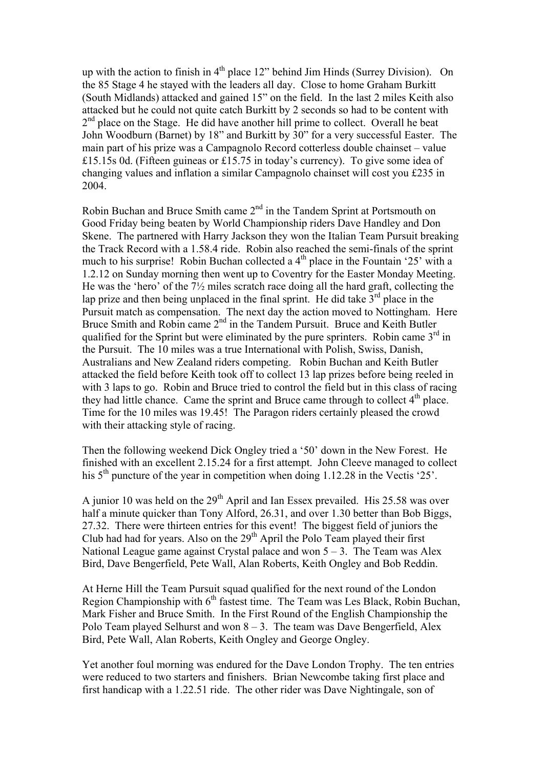up with the action to finish in 4th place 12" behind Jim Hinds (Surrey Division). On the 85 Stage 4 he stayed with the leaders all day. Close to home Graham Burkitt (South Midlands) attacked and gained 15" on the field. In the last 2 miles Keith also attacked but he could not quite catch Burkitt by 2 seconds so had to be content with 2nd place on the Stage. He did have another hill prime to collect. Overall he beat John Woodburn (Barnet) by 18" and Burkitt by 30" for a very successful Easter. The main part of his prize was a Campagnolo Record cotterless double chainset – value £15.15s 0d. (Fifteen guineas or £15.75 in today's currency). To give some idea of changing values and inflation a similar Campagnolo chainset will cost you £235 in 2004.

Robin Buchan and Bruce Smith came 2nd in the Tandem Sprint at Portsmouth on Good Friday being beaten by World Championship riders Dave Handley and Don Skene. The partnered with Harry Jackson they won the Italian Team Pursuit breaking the Track Record with a 1.58.4 ride. Robin also reached the semi-finals of the sprint much to his surprise! Robin Buchan collected a 4th place in the Fountain '25' with a 1.2.12 on Sunday morning then went up to Coventry for the Easter Monday Meeting. He was the 'hero' of the 7½ miles scratch race doing all the hard graft, collecting the lap prize and then being unplaced in the final sprint. He did take 3rd place in the Pursuit match as compensation. The next day the action moved to Nottingham. Here Bruce Smith and Robin came 2nd in the Tandem Pursuit. Bruce and Keith Butler qualified for the Sprint but were eliminated by the pure sprinters. Robin came 3rd in the Pursuit. The 10 miles was a true International with Polish, Swiss, Danish, Australians and New Zealand riders competing. Robin Buchan and Keith Butler attacked the field before Keith took off to collect 13 lap prizes before being reeled in with 3 laps to go. Robin and Bruce tried to control the field but in this class of racing they had little chance. Came the sprint and Bruce came through to collect 4th place. Time for the 10 miles was 19.45! The Paragon riders certainly pleased the crowd with their attacking style of racing.

Then the following weekend Dick Ongley tried a '50' down in the New Forest. He finished with an excellent 2.15.24 for a first attempt. John Cleeve managed to collect his 5th puncture of the year in competition when doing 1.12.28 in the Vectis '25'.

A junior 10 was held on the 29th April and Ian Essex prevailed. His 25.58 was over half a minute quicker than Tony Alford, 26.31, and over 1.30 better than Bob Biggs, 27.32. There were thirteen entries for this event! The biggest field of juniors the Club had had for years. Also on the 29th April the Polo Team played their first National League game against Crystal palace and won 5 – 3. The Team was Alex Bird, Dave Bengerfield, Pete Wall, Alan Roberts, Keith Ongley and Bob Reddin.

At Herne Hill the Team Pursuit squad qualified for the next round of the London Region Championship with 6th fastest time. The Team was Les Black, Robin Buchan, Mark Fisher and Bruce Smith. In the First Round of the English Championship the Polo Team played Selhurst and won 8 – 3. The team was Dave Bengerfield, Alex Bird, Pete Wall, Alan Roberts, Keith Ongley and George Ongley.

Yet another foul morning was endured for the Dave London Trophy. The ten entries were reduced to two starters and finishers. Brian Newcombe taking first place and first handicap with a 1.22.51 ride. The other rider was Dave Nightingale, son of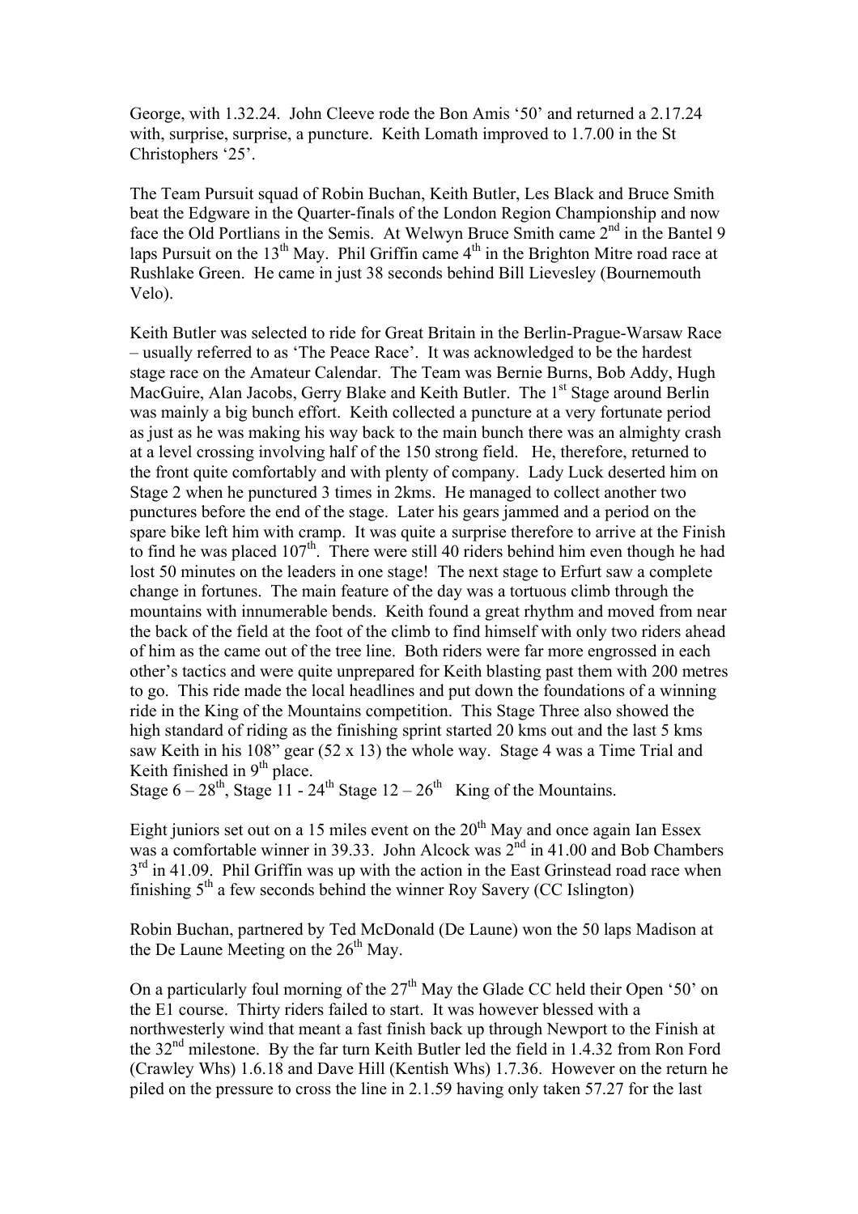George, with 1.32.24. John Cleeve rode the Bon Amis '50' and returned a 2.17.24 with, surprise, surprise, a puncture. Keith Lomath improved to 1.7.00 in the St Christophers '25'.

The Team Pursuit squad of Robin Buchan, Keith Butler, Les Black and Bruce Smith beat the Edgware in the Quarter-finals of the London Region Championship and now face the Old Portlians in the Semis. At Welwyn Bruce Smith came 2nd in the Bantel 9 laps Pursuit on the 13th May. Phil Griffin came 4th in the Brighton Mitre road race at Rushlake Green. He came in just 38 seconds behind Bill Lievesley (Bournemouth Velo).

Keith Butler was selected to ride for Great Britain in the Berlin-Prague-Warsaw Race – usually referred to as 'The Peace Race'. It was acknowledged to be the hardest stage race on the Amateur Calendar. The Team was Bernie Burns, Bob Addy, Hugh MacGuire, Alan Jacobs, Gerry Blake and Keith Butler. The 1st Stage around Berlin was mainly a big bunch effort. Keith collected a puncture at a very fortunate period as just as he was making his way back to the main bunch there was an almighty crash at a level crossing involving half of the 150 strong field. He, therefore, returned to the front quite comfortably and with plenty of company. Lady Luck deserted him on Stage 2 when he punctured 3 times in 2kms. He managed to collect another two punctures before the end of the stage. Later his gears jammed and a period on the spare bike left him with cramp. It was quite a surprise therefore to arrive at the Finish to find he was placed 107th. There were still 40 riders behind him even though he had lost 50 minutes on the leaders in one stage! The next stage to Erfurt saw a complete change in fortunes. The main feature of the day was a tortuous climb through the mountains with innumerable bends. Keith found a great rhythm and moved from near the back of the field at the foot of the climb to find himself with only two riders ahead of him as the came out of the tree line. Both riders were far more engrossed in each other's tactics and were quite unprepared for Keith blasting past them with 200 metres to go. This ride made the local headlines and put down the foundations of a winning ride in the King of the Mountains competition. This Stage Three also showed the high standard of riding as the finishing sprint started 20 kms out and the last 5 kms saw Keith in his 108" gear (52 x 13) the whole way. Stage 4 was a Time Trial and Keith finished in 9th place.
Stage 6 – 28th, Stage 11 - 24th Stage 12 – 26th King of the Mountains.

Eight juniors set out on a 15 miles event on the 20th May and once again Ian Essex was a comfortable winner in 39.33. John Alcock was 2nd in 41.00 and Bob Chambers 3rd in 41.09. Phil Griffin was up with the action in the East Grinstead road race when finishing 5th a few seconds behind the winner Roy Savery (CC Islington)

Robin Buchan, partnered by Ted McDonald (De Laune) won the 50 laps Madison at the De Laune Meeting on the 26th May.

On a particularly foul morning of the 27th May the Glade CC held their Open '50' on the E1 course. Thirty riders failed to start. It was however blessed with a northwesterly wind that meant a fast finish back up through Newport to the Finish at the 32nd milestone. By the far turn Keith Butler led the field in 1.4.32 from Ron Ford (Crawley Whs) 1.6.18 and Dave Hill (Kentish Whs) 1.7.36. However on the return he piled on the pressure to cross the line in 2.1.59 having only taken 57.27 for the last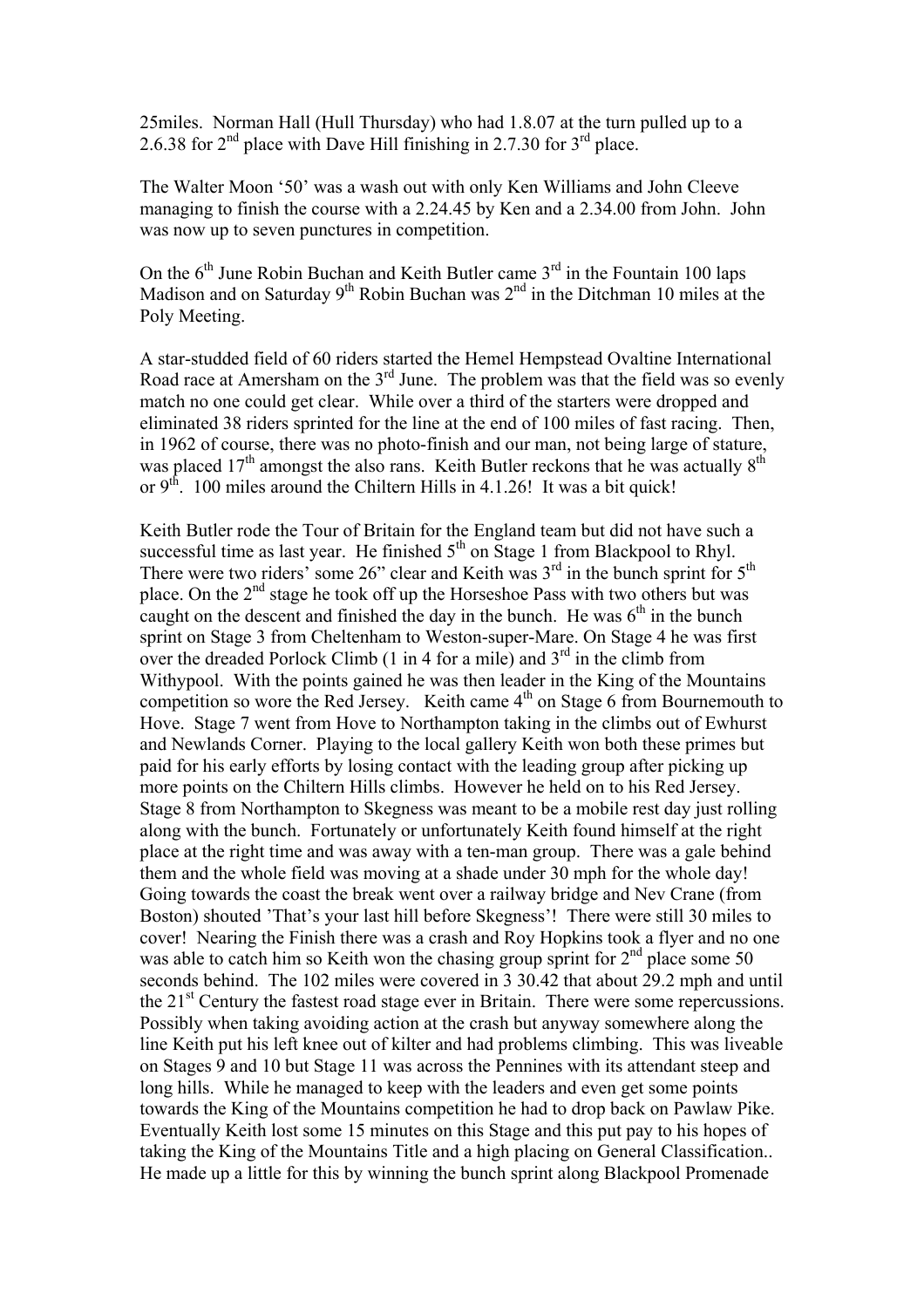25miles. Norman Hall (Hull Thursday) who had 1.8.07 at the turn pulled up to a 2.6.38 for 2nd place with Dave Hill finishing in 2.7.30 for 3rd place.

The Walter Moon '50' was a wash out with only Ken Williams and John Cleeve managing to finish the course with a 2.24.45 by Ken and a 2.34.00 from John. John was now up to seven punctures in competition.

On the 6th June Robin Buchan and Keith Butler came 3rd in the Fountain 100 laps Madison and on Saturday 9th Robin Buchan was 2nd in the Ditchman 10 miles at the Poly Meeting.

A star-studded field of 60 riders started the Hemel Hempstead Ovaltine International Road race at Amersham on the 3rd June. The problem was that the field was so evenly match no one could get clear. While over a third of the starters were dropped and eliminated 38 riders sprinted for the line at the end of 100 miles of fast racing. Then, in 1962 of course, there was no photo-finish and our man, not being large of stature, was placed 17th amongst the also rans. Keith Butler reckons that he was actually 8th or 9th. 100 miles around the Chiltern Hills in 4.1.26! It was a bit quick!

Keith Butler rode the Tour of Britain for the England team but did not have such a successful time as last year. He finished 5th on Stage 1 from Blackpool to Rhyl. There were two riders' some 26" clear and Keith was 3rd in the bunch sprint for 5th place. On the 2nd stage he took off up the Horseshoe Pass with two others but was caught on the descent and finished the day in the bunch. He was 6th in the bunch sprint on Stage 3 from Cheltenham to Weston-super-Mare. On Stage 4 he was first over the dreaded Porlock Climb (1 in 4 for a mile) and 3rd in the climb from Withypool. With the points gained he was then leader in the King of the Mountains competition so wore the Red Jersey. Keith came 4th on Stage 6 from Bournemouth to Hove. Stage 7 went from Hove to Northampton taking in the climbs out of Ewhurst and Newlands Corner. Playing to the local gallery Keith won both these primes but paid for his early efforts by losing contact with the leading group after picking up more points on the Chiltern Hills climbs. However he held on to his Red Jersey. Stage 8 from Northampton to Skegness was meant to be a mobile rest day just rolling along with the bunch. Fortunately or unfortunately Keith found himself at the right place at the right time and was away with a ten-man group. There was a gale behind them and the whole field was moving at a shade under 30 mph for the whole day! Going towards the coast the break went over a railway bridge and Nev Crane (from Boston) shouted 'That's your last hill before Skegness'! There were still 30 miles to cover! Nearing the Finish there was a crash and Roy Hopkins took a flyer and no one was able to catch him so Keith won the chasing group sprint for 2nd place some 50 seconds behind. The 102 miles were covered in 3 30.42 that about 29.2 mph and until the 21st Century the fastest road stage ever in Britain. There were some repercussions. Possibly when taking avoiding action at the crash but anyway somewhere along the line Keith put his left knee out of kilter and had problems climbing. This was liveable on Stages 9 and 10 but Stage 11 was across the Pennines with its attendant steep and long hills. While he managed to keep with the leaders and even get some points towards the King of the Mountains competition he had to drop back on Pawlaw Pike. Eventually Keith lost some 15 minutes on this Stage and this put pay to his hopes of taking the King of the Mountains Title and a high placing on General Classification.. He made up a little for this by winning the bunch sprint along Blackpool Promenade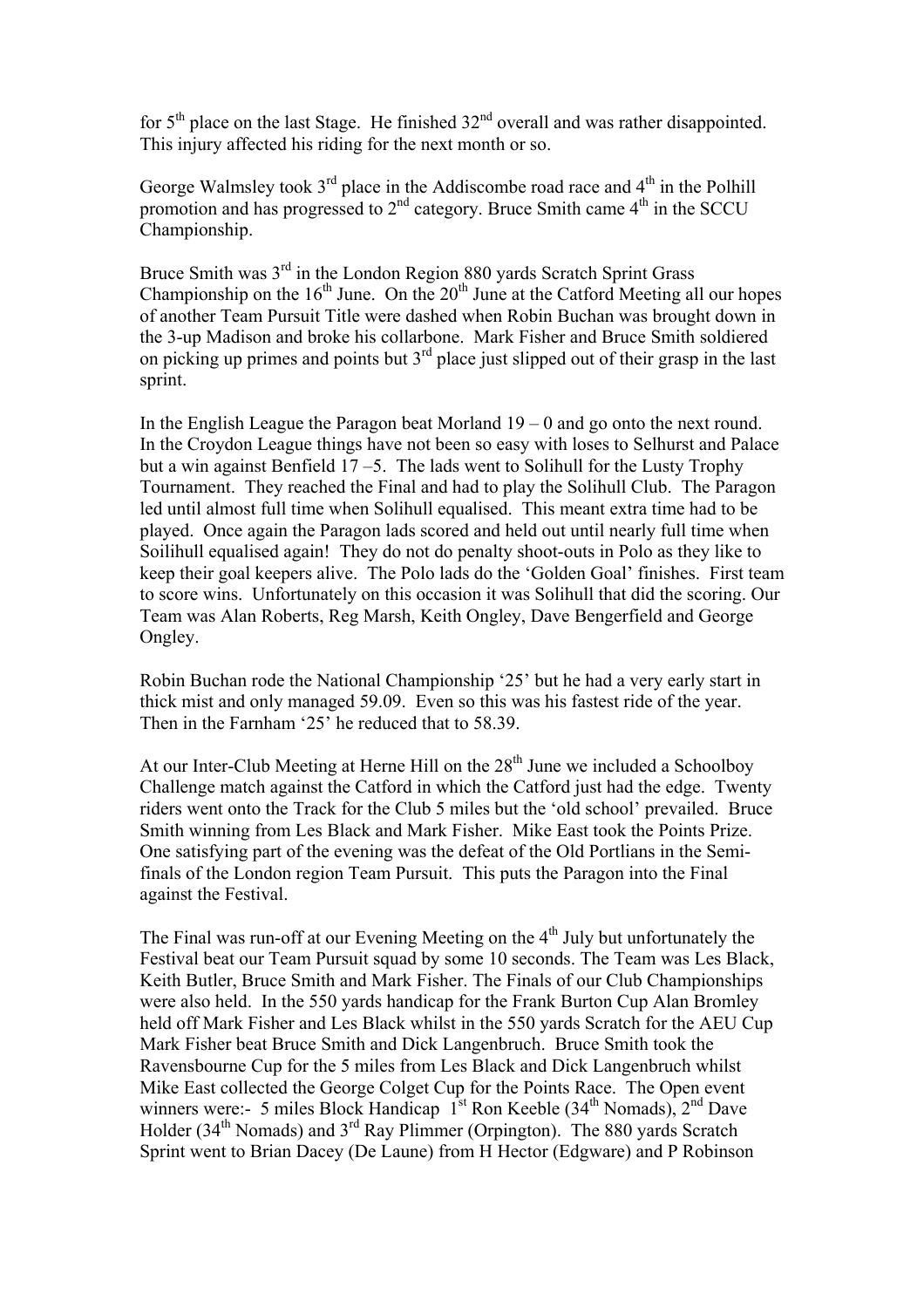for 5th place on the last Stage. He finished 32nd overall and was rather disappointed. This injury affected his riding for the next month or so.

George Walmsley took 3rd place in the Addiscombe road race and 4th in the Polhill promotion and has progressed to 2nd category. Bruce Smith came 4th in the SCCU Championship.

Bruce Smith was 3rd in the London Region 880 yards Scratch Sprint Grass Championship on the 16th June. On the 20th June at the Catford Meeting all our hopes of another Team Pursuit Title were dashed when Robin Buchan was brought down in the 3-up Madison and broke his collarbone. Mark Fisher and Bruce Smith soldiered on picking up primes and points but 3rd place just slipped out of their grasp in the last sprint.

In the English League the Paragon beat Morland 19 – 0 and go onto the next round. In the Croydon League things have not been so easy with loses to Selhurst and Palace but a win against Benfield 17 –5. The lads went to Solihull for the Lusty Trophy Tournament. They reached the Final and had to play the Solihull Club. The Paragon led until almost full time when Solihull equalised. This meant extra time had to be played. Once again the Paragon lads scored and held out until nearly full time when Soilihull equalised again! They do not do penalty shoot-outs in Polo as they like to keep their goal keepers alive. The Polo lads do the 'Golden Goal' finishes. First team to score wins. Unfortunately on this occasion it was Solihull that did the scoring. Our Team was Alan Roberts, Reg Marsh, Keith Ongley, Dave Bengerfield and George Ongley.

Robin Buchan rode the National Championship '25' but he had a very early start in thick mist and only managed 59.09. Even so this was his fastest ride of the year. Then in the Farnham '25' he reduced that to 58.39.

At our Inter-Club Meeting at Herne Hill on the 28th June we included a Schoolboy Challenge match against the Catford in which the Catford just had the edge. Twenty riders went onto the Track for the Club 5 miles but the 'old school' prevailed. Bruce Smith winning from Les Black and Mark Fisher. Mike East took the Points Prize. One satisfying part of the evening was the defeat of the Old Portlians in the Semi-finals of the London region Team Pursuit. This puts the Paragon into the Final against the Festival.

The Final was run-off at our Evening Meeting on the 4th July but unfortunately the Festival beat our Team Pursuit squad by some 10 seconds. The Team was Les Black, Keith Butler, Bruce Smith and Mark Fisher. The Finals of our Club Championships were also held. In the 550 yards handicap for the Frank Burton Cup Alan Bromley held off Mark Fisher and Les Black whilst in the 550 yards Scratch for the AEU Cup Mark Fisher beat Bruce Smith and Dick Langenbruch. Bruce Smith took the Ravensbourne Cup for the 5 miles from Les Black and Dick Langenbruch whilst Mike East collected the George Colget Cup for the Points Race. The Open event winners were:- 5 miles Block Handicap 1st Ron Keeble (34th Nomads), 2nd Dave Holder (34th Nomads) and 3rd Ray Plimmer (Orpington). The 880 yards Scratch Sprint went to Brian Dacey (De Laune) from H Hector (Edgware) and P Robinson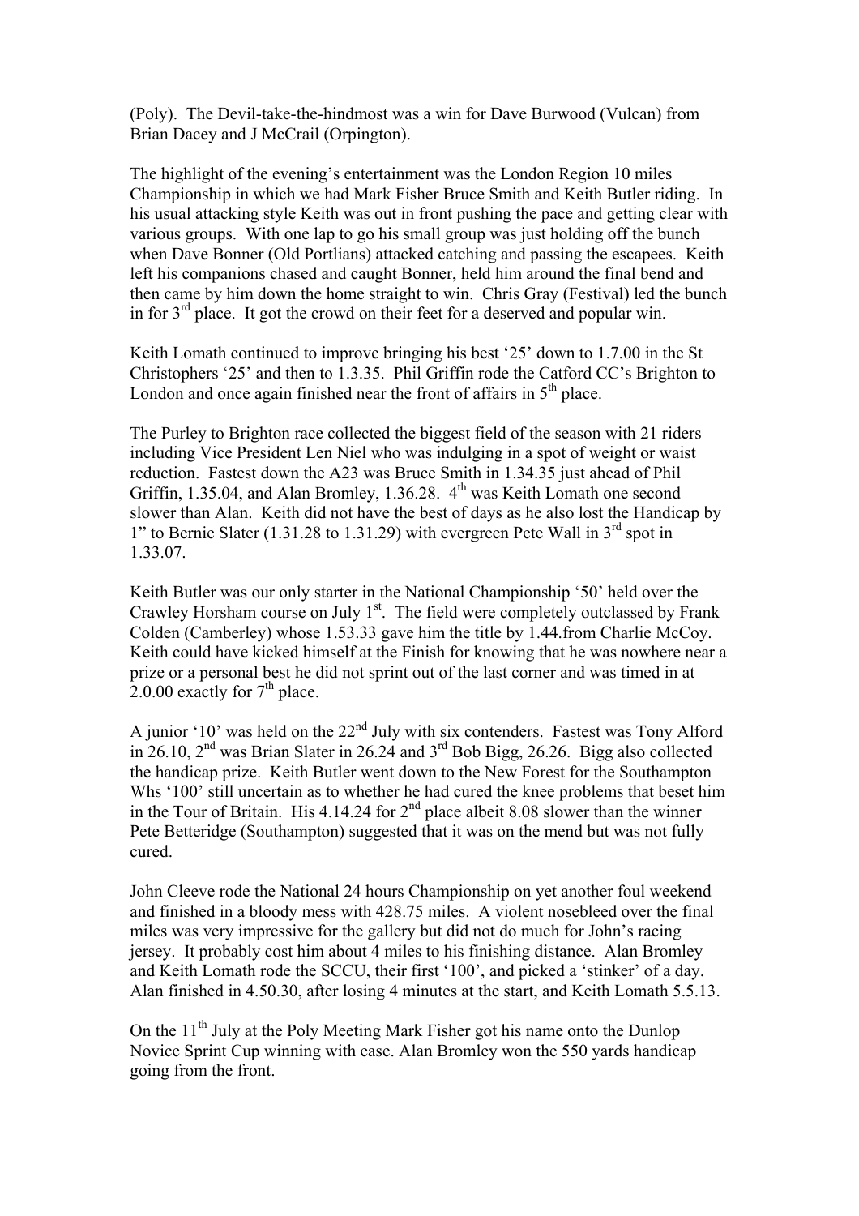(Poly). The Devil-take-the-hindmost was a win for Dave Burwood (Vulcan) from Brian Dacey and J McCrail (Orpington).

The highlight of the evening's entertainment was the London Region 10 miles Championship in which we had Mark Fisher Bruce Smith and Keith Butler riding. In his usual attacking style Keith was out in front pushing the pace and getting clear with various groups. With one lap to go his small group was just holding off the bunch when Dave Bonner (Old Portlians) attacked catching and passing the escapees. Keith left his companions chased and caught Bonner, held him around the final bend and then came by him down the home straight to win. Chris Gray (Festival) led the bunch in for 3rd place. It got the crowd on their feet for a deserved and popular win.

Keith Lomath continued to improve bringing his best '25' down to 1.7.00 in the St Christophers '25' and then to 1.3.35. Phil Griffin rode the Catford CC's Brighton to London and once again finished near the front of affairs in 5th place.

The Purley to Brighton race collected the biggest field of the season with 21 riders including Vice President Len Niel who was indulging in a spot of weight or waist reduction. Fastest down the A23 was Bruce Smith in 1.34.35 just ahead of Phil Griffin, 1.35.04, and Alan Bromley, 1.36.28. 4th was Keith Lomath one second slower than Alan. Keith did not have the best of days as he also lost the Handicap by 1" to Bernie Slater (1.31.28 to 1.31.29) with evergreen Pete Wall in 3rd spot in 1.33.07.

Keith Butler was our only starter in the National Championship '50' held over the Crawley Horsham course on July 1st. The field were completely outclassed by Frank Colden (Camberley) whose 1.53.33 gave him the title by 1.44.from Charlie McCoy. Keith could have kicked himself at the Finish for knowing that he was nowhere near a prize or a personal best he did not sprint out of the last corner and was timed in at 2.0.00 exactly for 7th place.

A junior '10' was held on the 22nd July with six contenders. Fastest was Tony Alford in 26.10, 2nd was Brian Slater in 26.24 and 3rd Bob Bigg, 26.26. Bigg also collected the handicap prize. Keith Butler went down to the New Forest for the Southampton Whs '100' still uncertain as to whether he had cured the knee problems that beset him in the Tour of Britain. His 4.14.24 for 2nd place albeit 8.08 slower than the winner Pete Betteridge (Southampton) suggested that it was on the mend but was not fully cured.

John Cleeve rode the National 24 hours Championship on yet another foul weekend and finished in a bloody mess with 428.75 miles. A violent nosebleed over the final miles was very impressive for the gallery but did not do much for John's racing jersey. It probably cost him about 4 miles to his finishing distance. Alan Bromley and Keith Lomath rode the SCCU, their first '100', and picked a 'stinker' of a day. Alan finished in 4.50.30, after losing 4 minutes at the start, and Keith Lomath 5.5.13.

On the 11th July at the Poly Meeting Mark Fisher got his name onto the Dunlop Novice Sprint Cup winning with ease. Alan Bromley won the 550 yards handicap going from the front.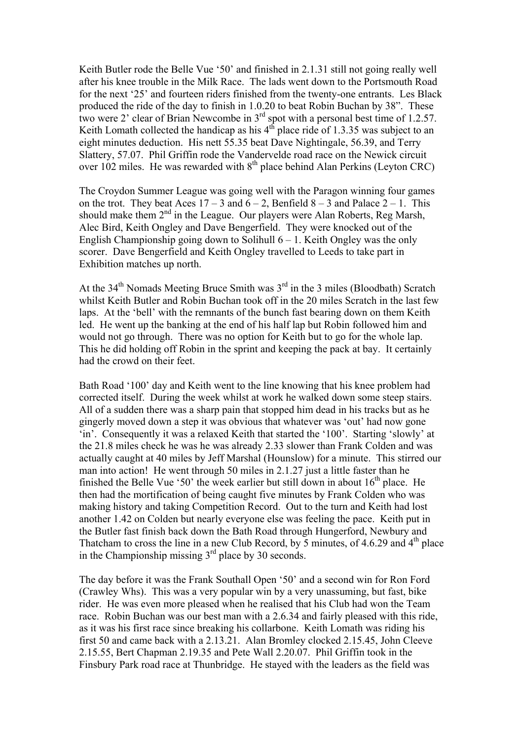Keith Butler rode the Belle Vue '50' and finished in 2.1.31 still not going really well after his knee trouble in the Milk Race. The lads went down to the Portsmouth Road for the next '25' and fourteen riders finished from the twenty-one entrants. Les Black produced the ride of the day to finish in 1.0.20 to beat Robin Buchan by 38". These two were 2' clear of Brian Newcombe in 3rd spot with a personal best time of 1.2.57. Keith Lomath collected the handicap as his 4th place ride of 1.3.35 was subject to an eight minutes deduction. His nett 55.35 beat Dave Nightingale, 56.39, and Terry Slattery, 57.07. Phil Griffin rode the Vandervelde road race on the Newick circuit over 102 miles. He was rewarded with 8th place behind Alan Perkins (Leyton CRC)

The Croydon Summer League was going well with the Paragon winning four games on the trot. They beat Aces 17 – 3 and 6 – 2, Benfield 8 – 3 and Palace 2 – 1. This should make them 2nd in the League. Our players were Alan Roberts, Reg Marsh, Alec Bird, Keith Ongley and Dave Bengerfield. They were knocked out of the English Championship going down to Solihull 6 – 1. Keith Ongley was the only scorer. Dave Bengerfield and Keith Ongley travelled to Leeds to take part in Exhibition matches up north.

At the 34th Nomads Meeting Bruce Smith was 3rd in the 3 miles (Bloodbath) Scratch whilst Keith Butler and Robin Buchan took off in the 20 miles Scratch in the last few laps. At the 'bell' with the remnants of the bunch fast bearing down on them Keith led. He went up the banking at the end of his half lap but Robin followed him and would not go through. There was no option for Keith but to go for the whole lap. This he did holding off Robin in the sprint and keeping the pack at bay. It certainly had the crowd on their feet.

Bath Road '100' day and Keith went to the line knowing that his knee problem had corrected itself. During the week whilst at work he walked down some steep stairs. All of a sudden there was a sharp pain that stopped him dead in his tracks but as he gingerly moved down a step it was obvious that whatever was 'out' had now gone 'in'. Consequently it was a relaxed Keith that started the '100'. Starting 'slowly' at the 21.8 miles check he was already 2.33 slower than Frank Colden and was actually caught at 40 miles by Jeff Marshal (Hounslow) for a minute. This stirred our man into action! He went through 50 miles in 2.1.27 just a little faster than he finished the Belle Vue '50' the week earlier but still down in about 16th place. He then had the mortification of being caught five minutes by Frank Colden who was making history and taking Competition Record. Out to the turn and Keith had lost another 1.42 on Colden but nearly everyone else was feeling the pace. Keith put in the Butler fast finish back down the Bath Road through Hungerford, Newbury and Thatcham to cross the line in a new Club Record, by 5 minutes, of 4.6.29 and 4th place in the Championship missing 3rd place by 30 seconds.

The day before it was the Frank Southall Open '50' and a second win for Ron Ford (Crawley Whs). This was a very popular win by a very unassuming, but fast, bike rider. He was even more pleased when he realised that his Club had won the Team race. Robin Buchan was our best man with a 2.6.34 and fairly pleased with this ride, as it was his first race since breaking his collarbone. Keith Lomath was riding his first 50 and came back with a 2.13.21. Alan Bromley clocked 2.15.45, John Cleeve 2.15.55, Bert Chapman 2.19.35 and Pete Wall 2.20.07. Phil Griffin took in the Finsbury Park road race at Thunbridge. He stayed with the leaders as the field was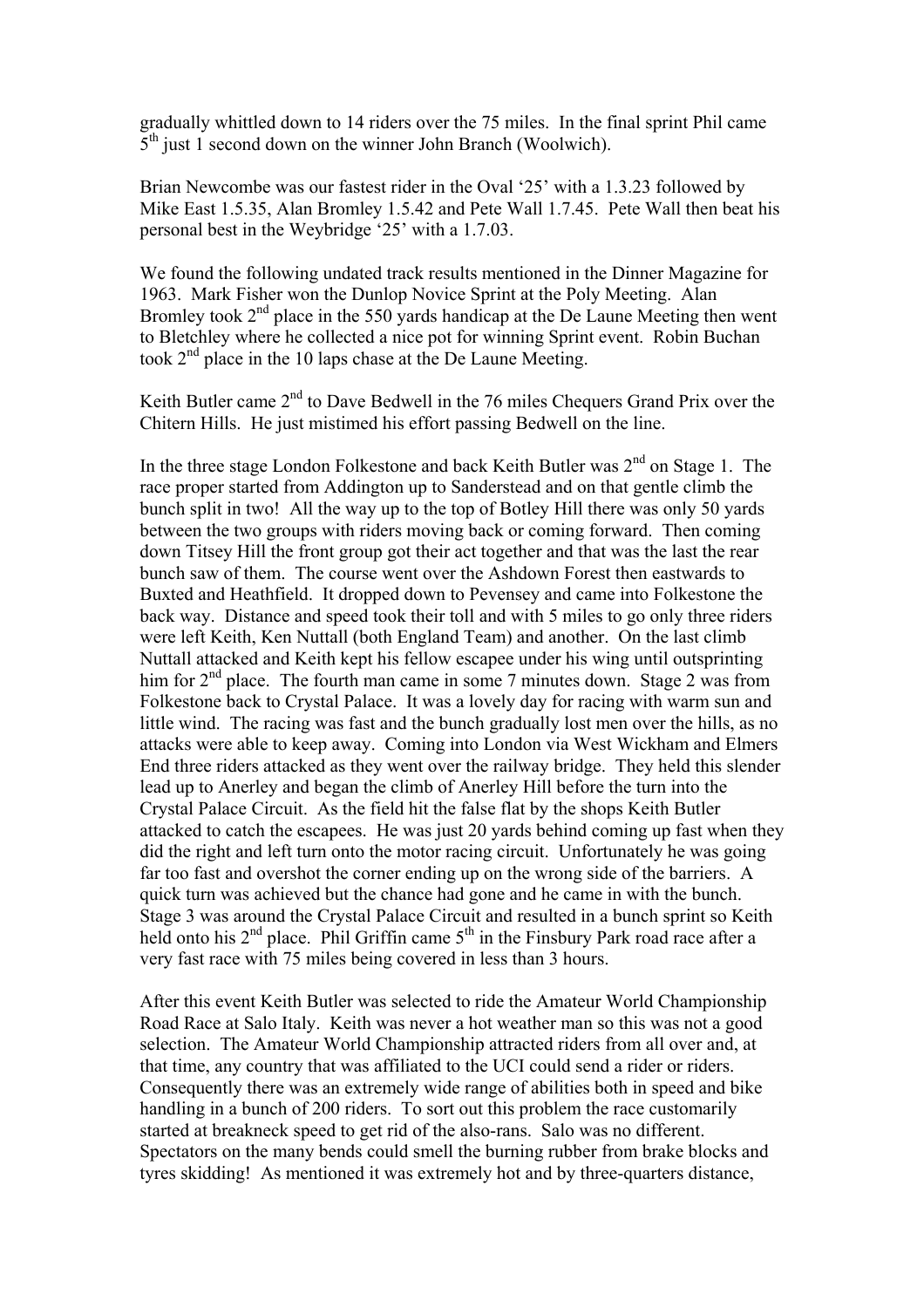gradually whittled down to 14 riders over the 75 miles. In the final sprint Phil came 5th just 1 second down on the winner John Branch (Woolwich).

Brian Newcombe was our fastest rider in the Oval '25' with a 1.3.23 followed by Mike East 1.5.35, Alan Bromley 1.5.42 and Pete Wall 1.7.45. Pete Wall then beat his personal best in the Weybridge '25' with a 1.7.03.

We found the following undated track results mentioned in the Dinner Magazine for 1963. Mark Fisher won the Dunlop Novice Sprint at the Poly Meeting. Alan Bromley took 2nd place in the 550 yards handicap at the De Laune Meeting then went to Bletchley where he collected a nice pot for winning Sprint event. Robin Buchan took 2nd place in the 10 laps chase at the De Laune Meeting.

Keith Butler came 2nd to Dave Bedwell in the 76 miles Chequers Grand Prix over the Chitern Hills. He just mistimed his effort passing Bedwell on the line.

In the three stage London Folkestone and back Keith Butler was 2nd on Stage 1. The race proper started from Addington up to Sanderstead and on that gentle climb the bunch split in two! All the way up to the top of Botley Hill there was only 50 yards between the two groups with riders moving back or coming forward. Then coming down Titsey Hill the front group got their act together and that was the last the rear bunch saw of them. The course went over the Ashdown Forest then eastwards to Buxted and Heathfield. It dropped down to Pevensey and came into Folkestone the back way. Distance and speed took their toll and with 5 miles to go only three riders were left Keith, Ken Nuttall (both England Team) and another. On the last climb Nuttall attacked and Keith kept his fellow escapee under his wing until outsprinting him for 2nd place. The fourth man came in some 7 minutes down. Stage 2 was from Folkestone back to Crystal Palace. It was a lovely day for racing with warm sun and little wind. The racing was fast and the bunch gradually lost men over the hills, as no attacks were able to keep away. Coming into London via West Wickham and Elmers End three riders attacked as they went over the railway bridge. They held this slender lead up to Anerley and began the climb of Anerley Hill before the turn into the Crystal Palace Circuit. As the field hit the false flat by the shops Keith Butler attacked to catch the escapees. He was just 20 yards behind coming up fast when they did the right and left turn onto the motor racing circuit. Unfortunately he was going far too fast and overshot the corner ending up on the wrong side of the barriers. A quick turn was achieved but the chance had gone and he came in with the bunch. Stage 3 was around the Crystal Palace Circuit and resulted in a bunch sprint so Keith held onto his 2nd place. Phil Griffin came 5th in the Finsbury Park road race after a very fast race with 75 miles being covered in less than 3 hours.

After this event Keith Butler was selected to ride the Amateur World Championship Road Race at Salo Italy. Keith was never a hot weather man so this was not a good selection. The Amateur World Championship attracted riders from all over and, at that time, any country that was affiliated to the UCI could send a rider or riders. Consequently there was an extremely wide range of abilities both in speed and bike handling in a bunch of 200 riders. To sort out this problem the race customarily started at breakneck speed to get rid of the also-rans. Salo was no different. Spectators on the many bends could smell the burning rubber from brake blocks and tyres skidding! As mentioned it was extremely hot and by three-quarters distance,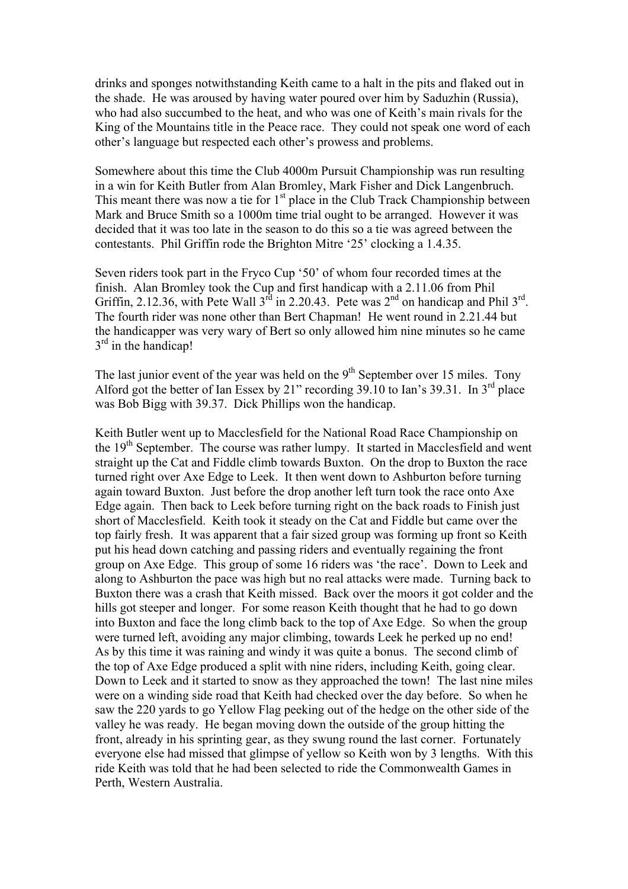drinks and sponges notwithstanding Keith came to a halt in the pits and flaked out in the shade. He was aroused by having water poured over him by Saduzhin (Russia), who had also succumbed to the heat, and who was one of Keith's main rivals for the King of the Mountains title in the Peace race. They could not speak one word of each other's language but respected each other's prowess and problems.

Somewhere about this time the Club 4000m Pursuit Championship was run resulting in a win for Keith Butler from Alan Bromley, Mark Fisher and Dick Langenbruch. This meant there was now a tie for 1st place in the Club Track Championship between Mark and Bruce Smith so a 1000m time trial ought to be arranged. However it was decided that it was too late in the season to do this so a tie was agreed between the contestants. Phil Griffin rode the Brighton Mitre '25' clocking a 1.4.35.

Seven riders took part in the Fryco Cup '50' of whom four recorded times at the finish. Alan Bromley took the Cup and first handicap with a 2.11.06 from Phil Griffin, 2.12.36, with Pete Wall 3rd in 2.20.43. Pete was 2nd on handicap and Phil 3rd. The fourth rider was none other than Bert Chapman! He went round in 2.21.44 but the handicapper was very wary of Bert so only allowed him nine minutes so he came 3rd in the handicap!

The last junior event of the year was held on the 9th September over 15 miles. Tony Alford got the better of Ian Essex by 21" recording 39.10 to Ian's 39.31. In 3rd place was Bob Bigg with 39.37. Dick Phillips won the handicap.

Keith Butler went up to Macclesfield for the National Road Race Championship on the 19th September. The course was rather lumpy. It started in Macclesfield and went straight up the Cat and Fiddle climb towards Buxton. On the drop to Buxton the race turned right over Axe Edge to Leek. It then went down to Ashburton before turning again toward Buxton. Just before the drop another left turn took the race onto Axe Edge again. Then back to Leek before turning right on the back roads to Finish just short of Macclesfield. Keith took it steady on the Cat and Fiddle but came over the top fairly fresh. It was apparent that a fair sized group was forming up front so Keith put his head down catching and passing riders and eventually regaining the front group on Axe Edge. This group of some 16 riders was 'the race'. Down to Leek and along to Ashburton the pace was high but no real attacks were made. Turning back to Buxton there was a crash that Keith missed. Back over the moors it got colder and the hills got steeper and longer. For some reason Keith thought that he had to go down into Buxton and face the long climb back to the top of Axe Edge. So when the group were turned left, avoiding any major climbing, towards Leek he perked up no end! As by this time it was raining and windy it was quite a bonus. The second climb of the top of Axe Edge produced a split with nine riders, including Keith, going clear. Down to Leek and it started to snow as they approached the town! The last nine miles were on a winding side road that Keith had checked over the day before. So when he saw the 220 yards to go Yellow Flag peeking out of the hedge on the other side of the valley he was ready. He began moving down the outside of the group hitting the front, already in his sprinting gear, as they swung round the last corner. Fortunately everyone else had missed that glimpse of yellow so Keith won by 3 lengths. With this ride Keith was told that he had been selected to ride the Commonwealth Games in Perth, Western Australia.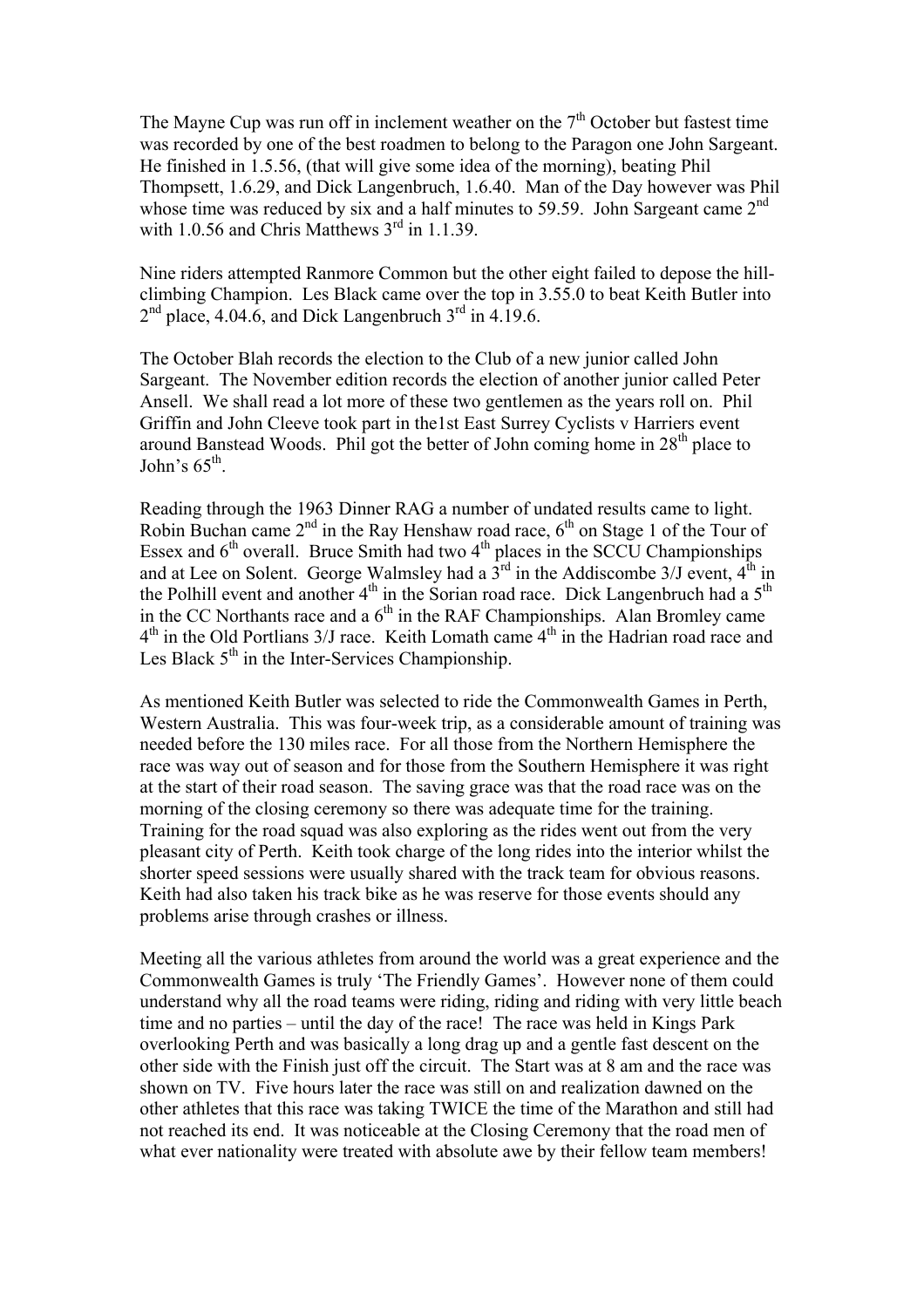The Mayne Cup was run off in inclement weather on the 7th October but fastest time was recorded by one of the best roadmen to belong to the Paragon one John Sargeant. He finished in 1.5.56, (that will give some idea of the morning), beating Phil Thompsett, 1.6.29, and Dick Langenbruch, 1.6.40. Man of the Day however was Phil whose time was reduced by six and a half minutes to 59.59. John Sargeant came 2nd with 1.0.56 and Chris Matthews 3rd in 1.1.39.

Nine riders attempted Ranmore Common but the other eight failed to depose the hill-climbing Champion. Les Black came over the top in 3.55.0 to beat Keith Butler into 2nd place, 4.04.6, and Dick Langenbruch 3rd in 4.19.6.

The October Blah records the election to the Club of a new junior called John Sargeant. The November edition records the election of another junior called Peter Ansell. We shall read a lot more of these two gentlemen as the years roll on. Phil Griffin and John Cleeve took part in the1st East Surrey Cyclists v Harriers event around Banstead Woods. Phil got the better of John coming home in 28th place to John's 65th.

Reading through the 1963 Dinner RAG a number of undated results came to light. Robin Buchan came 2nd in the Ray Henshaw road race, 6th on Stage 1 of the Tour of Essex and 6th overall. Bruce Smith had two 4th places in the SCCU Championships and at Lee on Solent. George Walmsley had a 3rd in the Addiscombe 3/J event, 4th in the Polhill event and another 4th in the Sorian road race. Dick Langenbruch had a 5th in the CC Northants race and a 6th in the RAF Championships. Alan Bromley came 4th in the Old Portlians 3/J race. Keith Lomath came 4th in the Hadrian road race and Les Black 5th in the Inter-Services Championship.

As mentioned Keith Butler was selected to ride the Commonwealth Games in Perth, Western Australia. This was four-week trip, as a considerable amount of training was needed before the 130 miles race. For all those from the Northern Hemisphere the race was way out of season and for those from the Southern Hemisphere it was right at the start of their road season. The saving grace was that the road race was on the morning of the closing ceremony so there was adequate time for the training. Training for the road squad was also exploring as the rides went out from the very pleasant city of Perth. Keith took charge of the long rides into the interior whilst the shorter speed sessions were usually shared with the track team for obvious reasons. Keith had also taken his track bike as he was reserve for those events should any problems arise through crashes or illness.

Meeting all the various athletes from around the world was a great experience and the Commonwealth Games is truly 'The Friendly Games'. However none of them could understand why all the road teams were riding, riding and riding with very little beach time and no parties – until the day of the race! The race was held in Kings Park overlooking Perth and was basically a long drag up and a gentle fast descent on the other side with the Finish just off the circuit. The Start was at 8 am and the race was shown on TV. Five hours later the race was still on and realization dawned on the other athletes that this race was taking TWICE the time of the Marathon and still had not reached its end. It was noticeable at the Closing Ceremony that the road men of what ever nationality were treated with absolute awe by their fellow team members!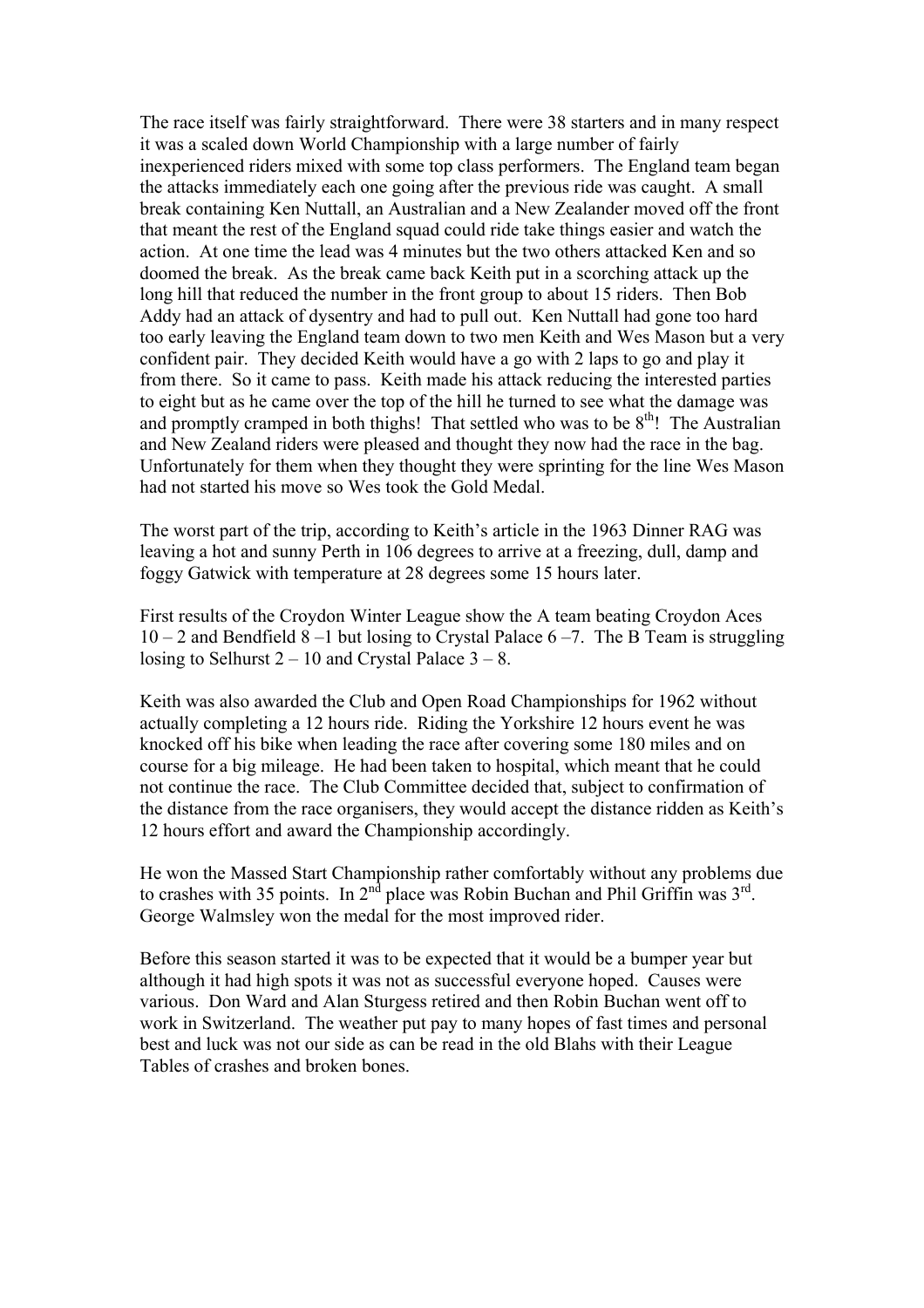The race itself was fairly straightforward. There were 38 starters and in many respect it was a scaled down World Championship with a large number of fairly inexperienced riders mixed with some top class performers. The England team began the attacks immediately each one going after the previous ride was caught. A small break containing Ken Nuttall, an Australian and a New Zealander moved off the front that meant the rest of the England squad could ride take things easier and watch the action. At one time the lead was 4 minutes but the two others attacked Ken and so doomed the break. As the break came back Keith put in a scorching attack up the long hill that reduced the number in the front group to about 15 riders. Then Bob Addy had an attack of dysentry and had to pull out. Ken Nuttall had gone too hard too early leaving the England team down to two men Keith and Wes Mason but a very confident pair. They decided Keith would have a go with 2 laps to go and play it from there. So it came to pass. Keith made his attack reducing the interested parties to eight but as he came over the top of the hill he turned to see what the damage was and promptly cramped in both thighs! That settled who was to be 8th! The Australian and New Zealand riders were pleased and thought they now had the race in the bag. Unfortunately for them when they thought they were sprinting for the line Wes Mason had not started his move so Wes took the Gold Medal.

The worst part of the trip, according to Keith's article in the 1963 Dinner RAG was leaving a hot and sunny Perth in 106 degrees to arrive at a freezing, dull, damp and foggy Gatwick with temperature at 28 degrees some 15 hours later.

First results of the Croydon Winter League show the A team beating Croydon Aces 10 – 2 and Bendfield 8 –1 but losing to Crystal Palace 6 –7. The B Team is struggling losing to Selhurst 2 – 10 and Crystal Palace 3 – 8.

Keith was also awarded the Club and Open Road Championships for 1962 without actually completing a 12 hours ride. Riding the Yorkshire 12 hours event he was knocked off his bike when leading the race after covering some 180 miles and on course for a big mileage. He had been taken to hospital, which meant that he could not continue the race. The Club Committee decided that, subject to confirmation of the distance from the race organisers, they would accept the distance ridden as Keith's 12 hours effort and award the Championship accordingly.

He won the Massed Start Championship rather comfortably without any problems due to crashes with 35 points. In 2nd place was Robin Buchan and Phil Griffin was 3rd. George Walmsley won the medal for the most improved rider.

Before this season started it was to be expected that it would be a bumper year but although it had high spots it was not as successful everyone hoped. Causes were various. Don Ward and Alan Sturgess retired and then Robin Buchan went off to work in Switzerland. The weather put pay to many hopes of fast times and personal best and luck was not our side as can be read in the old Blahs with their League Tables of crashes and broken bones.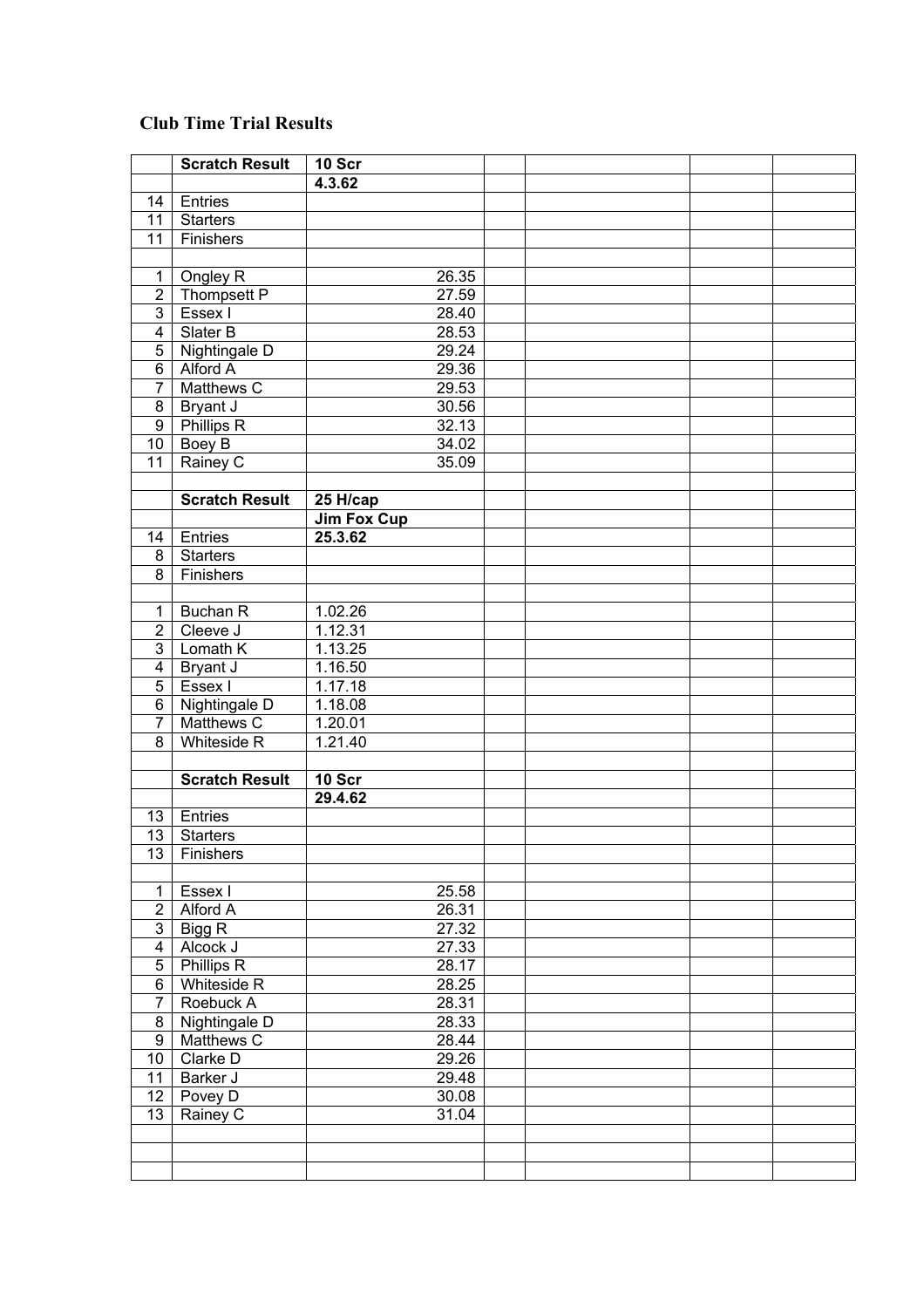## Club Time Trial Results

| | Scratch Result | 10 Scr |
|---|---|---|
| | | 4.3.62 |
| 14 | Entries | |
| 11 | Starters | |
| 11 | Finishers | |
| | | |
| 1 | Ongley R | 26.35 |
| 2 | Thompsett P | 27.59 |
| 3 | Essex I | 28.40 |
| 4 | Slater B | 28.53 |
| 5 | Nightingale D | 29.24 |
| 6 | Alford A | 29.36 |
| 7 | Matthews C | 29.53 |
| 8 | Bryant J | 30.56 |
| 9 | Phillips R | 32.13 |
| 10 | Boey B | 34.02 |
| 11 | Rainey C | 35.09 |
| | | |
| | Scratch Result | 25 H/cap |
| | | Jim Fox Cup |
| 14 | Entries | 25.3.62 |
| 8 | Starters | |
| 8 | Finishers | |
| | | |
| 1 | Buchan R | 1.02.26 |
| 2 | Cleeve J | 1.12.31 |
| 3 | Lomath K | 1.13.25 |
| 4 | Bryant J | 1.16.50 |
| 5 | Essex I | 1.17.18 |
| 6 | Nightingale D | 1.18.08 |
| 7 | Matthews C | 1.20.01 |
| 8 | Whiteside R | 1.21.40 |
| | | |
| | Scratch Result | 10 Scr |
| | | 29.4.62 |
| 13 | Entries | |
| 13 | Starters | |
| 13 | Finishers | |
| | | |
| 1 | Essex I | 25.58 |
| 2 | Alford A | 26.31 |
| 3 | Bigg R | 27.32 |
| 4 | Alcock J | 27.33 |
| 5 | Phillips R | 28.17 |
| 6 | Whiteside R | 28.25 |
| 7 | Roebuck A | 28.31 |
| 8 | Nightingale D | 28.33 |
| 9 | Matthews C | 28.44 |
| 10 | Clarke D | 29.26 |
| 11 | Barker J | 29.48 |
| 12 | Povey D | 30.08 |
| 13 | Rainey C | 31.04 |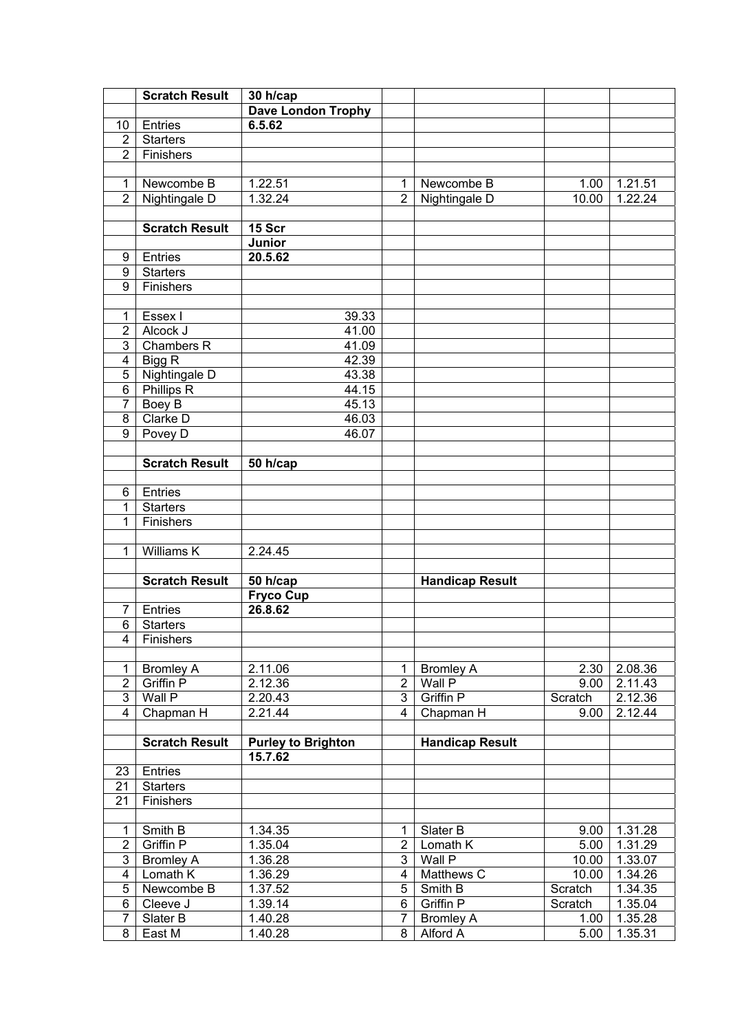| | Scratch Result | 30 h/cap | | | | |
|---|---|---|---|---|---|---|
| | | **Dave London Trophy** | | | | |
| 10 | Entries | **6.5.62** | | | | |
| 2 | Starters | | | | | |
| 2 | Finishers | | | | | |
| | | | | | | |
| 1 | Newcombe B | 1.22.51 | 1 | Newcombe B | 1.00 | 1.21.51 |
| 2 | Nightingale D | 1.32.24 | 2 | Nightingale D | 10.00 | 1.22.24 |
| | | | | | | |
| | **Scratch Result** | **15 Scr** | | | | |
| | | **Junior** | | | | |
| 9 | Entries | **20.5.62** | | | | |
| 9 | Starters | | | | | |
| 9 | Finishers | | | | | |
| | | | | | | |
| 1 | Essex I | 39.33 | | | | |
| 2 | Alcock J | 41.00 | | | | |
| 3 | Chambers R | 41.09 | | | | |
| 4 | Bigg R | 42.39 | | | | |
| 5 | Nightingale D | 43.38 | | | | |
| 6 | Phillips R | 44.15 | | | | |
| 7 | Boey B | 45.13 | | | | |
| 8 | Clarke D | 46.03 | | | | |
| 9 | Povey D | 46.07 | | | | |
| | | | | | | |
| | **Scratch Result** | **50 h/cap** | | | | |
| | | | | | | |
| 6 | Entries | | | | | |
| 1 | Starters | | | | | |
| 1 | Finishers | | | | | |
| | | | | | | |
| 1 | Williams K | 2.24.45 | | | | |
| | | | | | | |
| | **Scratch Result** | **50 h/cap** | | **Handicap Result** | | |
| | | **Fryco Cup** | | | | |
| 7 | Entries | **26.8.62** | | | | |
| 6 | Starters | | | | | |
| 4 | Finishers | | | | | |
| | | | | | | |
| 1 | Bromley A | 2.11.06 | 1 | Bromley A | 2.30 | 2.08.36 |
| 2 | Griffin P | 2.12.36 | 2 | Wall P | 9.00 | 2.11.43 |
| 3 | Wall P | 2.20.43 | 3 | Griffin P | Scratch | 2.12.36 |
| 4 | Chapman H | 2.21.44 | 4 | Chapman H | 9.00 | 2.12.44 |
| | | | | | | |
| | **Scratch Result** | **Purley to Brighton** | | **Handicap Result** | | |
| | | **15.7.62** | | | | |
| 23 | Entries | | | | | |
| 21 | Starters | | | | | |
| 21 | Finishers | | | | | |
| | | | | | | |
| 1 | Smith B | 1.34.35 | 1 | Slater B | 9.00 | 1.31.28 |
| 2 | Griffin P | 1.35.04 | 2 | Lomath K | 5.00 | 1.31.29 |
| 3 | Bromley A | 1.36.28 | 3 | Wall P | 10.00 | 1.33.07 |
| 4 | Lomath K | 1.36.29 | 4 | Matthews C | 10.00 | 1.34.26 |
| 5 | Newcombe B | 1.37.52 | 5 | Smith B | Scratch | 1.34.35 |
| 6 | Cleeve J | 1.39.14 | 6 | Griffin P | Scratch | 1.35.04 |
| 7 | Slater B | 1.40.28 | 7 | Bromley A | 1.00 | 1.35.28 |
| 8 | East M | 1.40.28 | 8 | Alford A | 5.00 | 1.35.31 |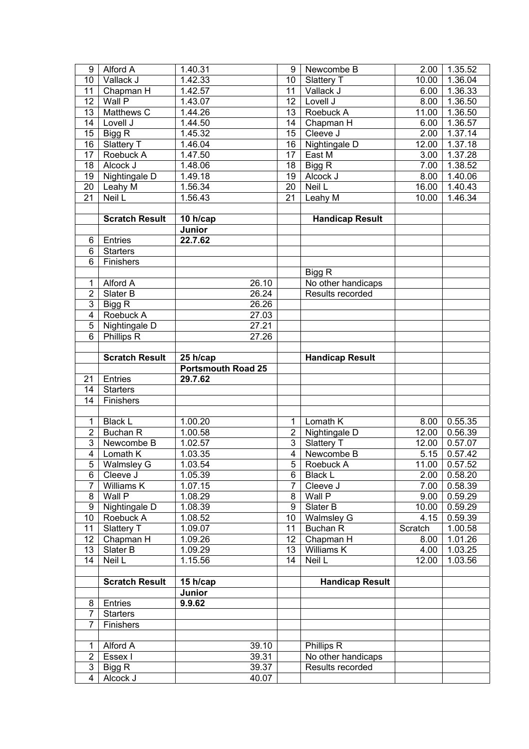| | | | | | | |
|---|---|---|---|---|---|---|
| 9 | Alford A | 1.40.31 | 9 | Newcombe B | 2.00 | 1.35.52 |
| 10 | Vallack J | 1.42.33 | 10 | Slattery T | 10.00 | 1.36.04 |
| 11 | Chapman H | 1.42.57 | 11 | Vallack J | 6.00 | 1.36.33 |
| 12 | Wall P | 1.43.07 | 12 | Lovell J | 8.00 | 1.36.50 |
| 13 | Matthews C | 1.44.26 | 13 | Roebuck A | 11.00 | 1.36.50 |
| 14 | Lovell J | 1.44.50 | 14 | Chapman H | 6.00 | 1.36.57 |
| 15 | Bigg R | 1.45.32 | 15 | Cleeve J | 2.00 | 1.37.14 |
| 16 | Slattery T | 1.46.04 | 16 | Nightingale D | 12.00 | 1.37.18 |
| 17 | Roebuck A | 1.47.50 | 17 | East M | 3.00 | 1.37.28 |
| 18 | Alcock J | 1.48.06 | 18 | Bigg R | 7.00 | 1.38.52 |
| 19 | Nightingale D | 1.49.18 | 19 | Alcock J | 8.00 | 1.40.06 |
| 20 | Leahy M | 1.56.34 | 20 | Neil L | 16.00 | 1.40.43 |
| 21 | Neil L | 1.56.43 | 21 | Leahy M | 10.00 | 1.46.34 |
| | | | | | | |
| | **Scratch Result** | **10 h/cap** | | **Handicap Result** | | |
| | | **Junior** | | | | |
| 6 | Entries | **22.7.62** | | | | |
| 6 | Starters | | | | | |
| 6 | Finishers | | | | | |
| | | | | Bigg R | | |
| 1 | Alford A | 26.10 | | No other handicaps | | |
| 2 | Slater B | 26.24 | | Results recorded | | |
| 3 | Bigg R | 26.26 | | | | |
| 4 | Roebuck A | 27.03 | | | | |
| 5 | Nightingale D | 27.21 | | | | |
| 6 | Phillips R | 27.26 | | | | |
| | | | | | | |
| | **Scratch Result** | **25 h/cap** | | **Handicap Result** | | |
| | | **Portsmouth Road 25** | | | | |
| 21 | Entries | **29.7.62** | | | | |
| 14 | Starters | | | | | |
| 14 | Finishers | | | | | |
| | | | | | | |
| 1 | Black L | 1.00.20 | 1 | Lomath K | 8.00 | 0.55.35 |
| 2 | Buchan R | 1.00.58 | 2 | Nightingale D | 12.00 | 0.56.39 |
| 3 | Newcombe B | 1.02.57 | 3 | Slattery T | 12.00 | 0.57.07 |
| 4 | Lomath K | 1.03.35 | 4 | Newcombe B | 5.15 | 0.57.42 |
| 5 | Walmsley G | 1.03.54 | 5 | Roebuck A | 11.00 | 0.57.52 |
| 6 | Cleeve J | 1.05.39 | 6 | Black L | 2.00 | 0.58.20 |
| 7 | Williams K | 1.07.15 | 7 | Cleeve J | 7.00 | 0.58.39 |
| 8 | Wall P | 1.08.29 | 8 | Wall P | 9.00 | 0.59.29 |
| 9 | Nightingale D | 1.08.39 | 9 | Slater B | 10.00 | 0.59.29 |
| 10 | Roebuck A | 1.08.52 | 10 | Walmsley G | 4.15 | 0.59.39 |
| 11 | Slattery T | 1.09.07 | 11 | Buchan R | Scratch | 1.00.58 |
| 12 | Chapman H | 1.09.26 | 12 | Chapman H | 8.00 | 1.01.26 |
| 13 | Slater B | 1.09.29 | 13 | Williams K | 4.00 | 1.03.25 |
| 14 | Neil L | 1.15.56 | 14 | Neil L | 12.00 | 1.03.56 |
| | | | | | | |
| | **Scratch Result** | **15 h/cap** | | **Handicap Result** | | |
| | | **Junior** | | | | |
| 8 | Entries | **9.9.62** | | | | |
| 7 | Starters | | | | | |
| 7 | Finishers | | | | | |
| | | | | | | |
| 1 | Alford A | 39.10 | | Phillips R | | |
| 2 | Essex I | 39.31 | | No other handicaps | | |
| 3 | Bigg R | 39.37 | | Results recorded | | |
| 4 | Alcock J | 40.07 | | | | |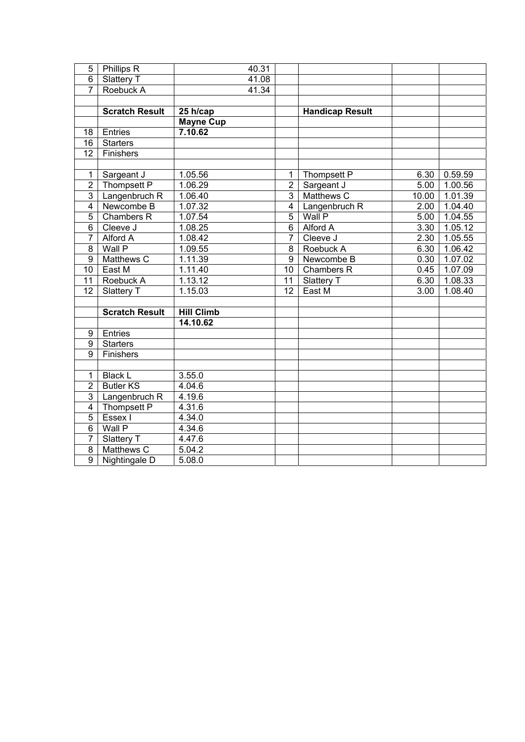| | | | | | | |
|---|---|---|---|---|---|---|
| 5 | Phillips R | 40.31 | | | | |
| 6 | Slattery T | 41.08 | | | | |
| 7 | Roebuck A | 41.34 | | | | |
| | | | | | | |
| | **Scratch Result** | **25 h/cap** | | **Handicap Result** | | |
| | | **Mayne Cup** | | | | |
| 18 | Entries | **7.10.62** | | | | |
| 16 | Starters | | | | | |
| 12 | Finishers | | | | | |
| | | | | | | |
| 1 | Sargeant J | 1.05.56 | 1 | Thompsett P | 6.30 | 0.59.59 |
| 2 | Thompsett P | 1.06.29 | 2 | Sargeant J | 5.00 | 1.00.56 |
| 3 | Langenbruch R | 1.06.40 | 3 | Matthews C | 10.00 | 1.01.39 |
| 4 | Newcombe B | 1.07.32 | 4 | Langenbruch R | 2.00 | 1.04.40 |
| 5 | Chambers R | 1.07.54 | 5 | Wall P | 5.00 | 1.04.55 |
| 6 | Cleeve J | 1.08.25 | 6 | Alford A | 3.30 | 1.05.12 |
| 7 | Alford A | 1.08.42 | 7 | Cleeve J | 2.30 | 1.05.55 |
| 8 | Wall P | 1.09.55 | 8 | Roebuck A | 6.30 | 1.06.42 |
| 9 | Matthews C | 1.11.39 | 9 | Newcombe B | 0.30 | 1.07.02 |
| 10 | East M | 1.11.40 | 10 | Chambers R | 0.45 | 1.07.09 |
| 11 | Roebuck A | 1.13.12 | 11 | Slattery T | 6.30 | 1.08.33 |
| 12 | Slattery T | 1.15.03 | 12 | East M | 3.00 | 1.08.40 |
| | | | | | | |
| | **Scratch Result** | **Hill Climb** | | | | |
| | | **14.10.62** | | | | |
| 9 | Entries | | | | | |
| 9 | Starters | | | | | |
| 9 | Finishers | | | | | |
| | | | | | | |
| 1 | Black L | 3.55.0 | | | | |
| 2 | Butler KS | 4.04.6 | | | | |
| 3 | Langenbruch R | 4.19.6 | | | | |
| 4 | Thompsett P | 4.31.6 | | | | |
| 5 | Essex I | 4.34.0 | | | | |
| 6 | Wall P | 4.34.6 | | | | |
| 7 | Slattery T | 4.47.6 | | | | |
| 8 | Matthews C | 5.04.2 | | | | |
| 9 | Nightingale D | 5.08.0 | | | | |